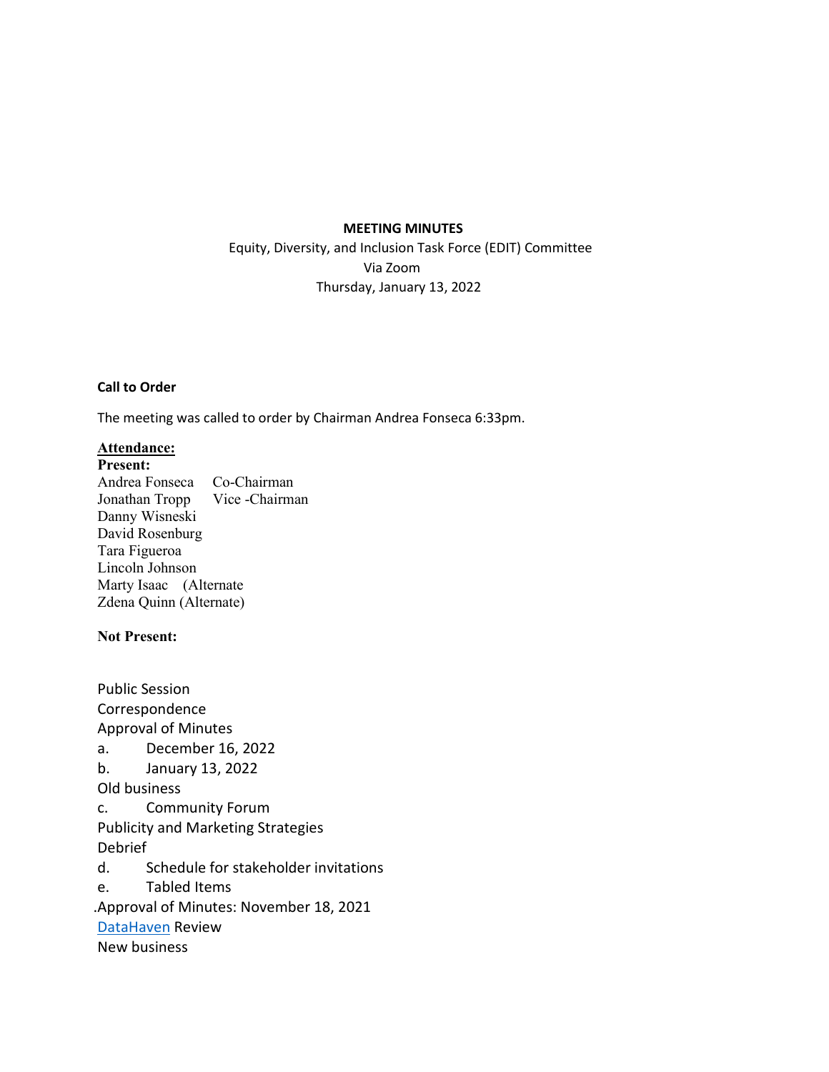**MEETING MINUTES**

Equity, Diversity, and Inclusion Task Force (EDIT) Committee

Via Zoom

Thursday, January 13, 2022

**Call to Order**

The meeting was called to order by Chairman Andrea Fonseca 6:33pm.

**Attendance:**

**Present:**

Andrea Fonseca Co-Chairman
Jonathan Tropp Vice -Chairman
Danny Wisneski
David Rosenburg
Tara Figueroa
Lincoln Johnson
Marty Isaac (Alternate
Zdena Quinn (Alternate)

**Not Present:**

Public Session
Correspondence
Approval of Minutes
a. December 16, 2022
b. January 13, 2022
Old business
c. Community Forum
Publicity and Marketing Strategies
Debrief
d. Schedule for stakeholder invitations
e. Tabled Items
.Approval of Minutes: November 18, 2021
DataHaven Review
New business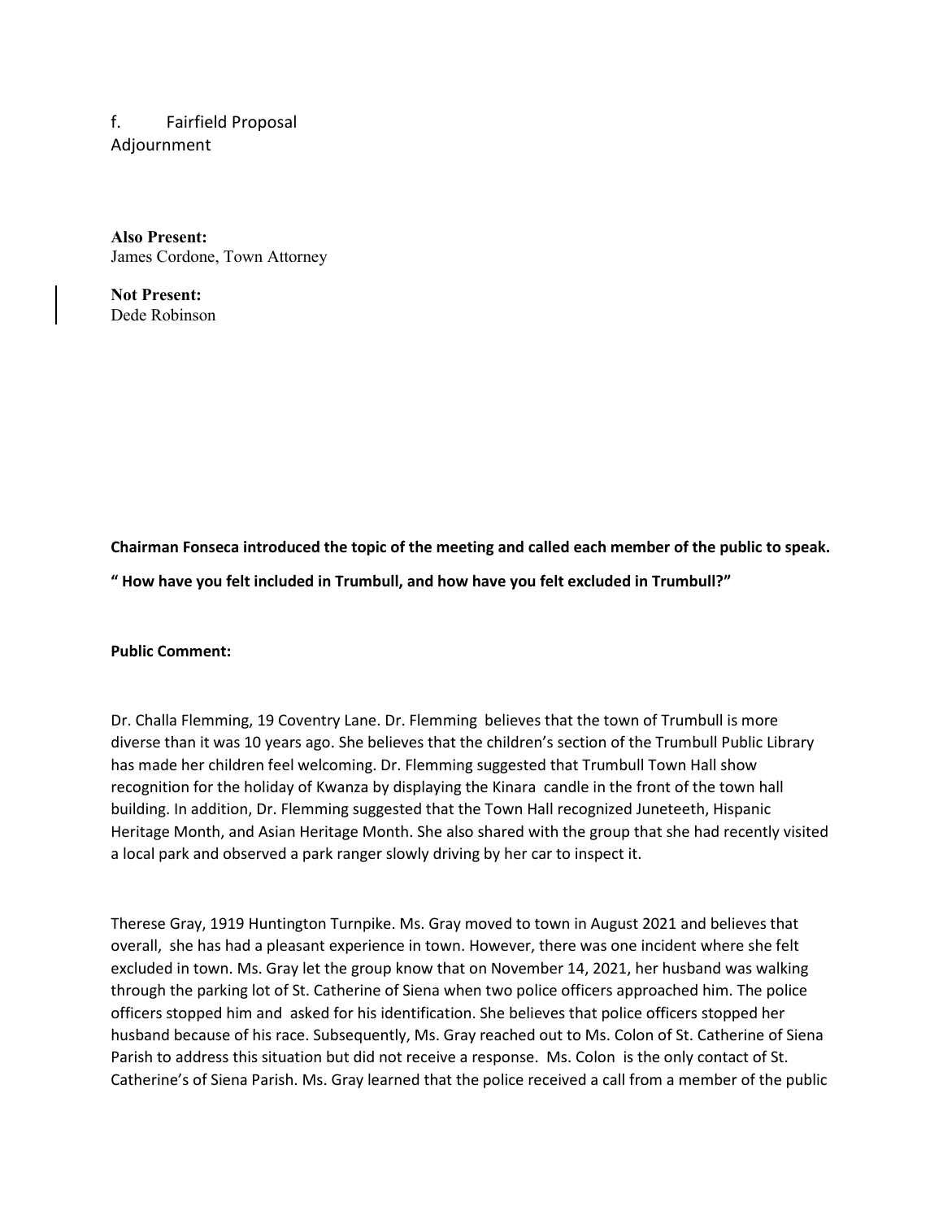f. Fairfield Proposal

Adjournment

**Also Present:**
James Cordone, Town Attorney

**Not Present:**
Dede Robinson

**Chairman Fonseca introduced the topic of the meeting and called each member of the public to speak.**

**" How have you felt included in Trumbull, and how have you felt excluded in Trumbull?"**

**Public Comment:**

Dr. Challa Flemming, 19 Coventry Lane. Dr. Flemming believes that the town of Trumbull is more diverse than it was 10 years ago. She believes that the children's section of the Trumbull Public Library has made her children feel welcoming. Dr. Flemming suggested that Trumbull Town Hall show recognition for the holiday of Kwanza by displaying the Kinara candle in the front of the town hall building. In addition, Dr. Flemming suggested that the Town Hall recognized Juneteeth, Hispanic Heritage Month, and Asian Heritage Month. She also shared with the group that she had recently visited a local park and observed a park ranger slowly driving by her car to inspect it.

Therese Gray, 1919 Huntington Turnpike. Ms. Gray moved to town in August 2021 and believes that overall, she has had a pleasant experience in town. However, there was one incident where she felt excluded in town. Ms. Gray let the group know that on November 14, 2021, her husband was walking through the parking lot of St. Catherine of Siena when two police officers approached him. The police officers stopped him and asked for his identification. She believes that police officers stopped her husband because of his race. Subsequently, Ms. Gray reached out to Ms. Colon of St. Catherine of Siena Parish to address this situation but did not receive a response. Ms. Colon is the only contact of St. Catherine's of Siena Parish. Ms. Gray learned that the police received a call from a member of the public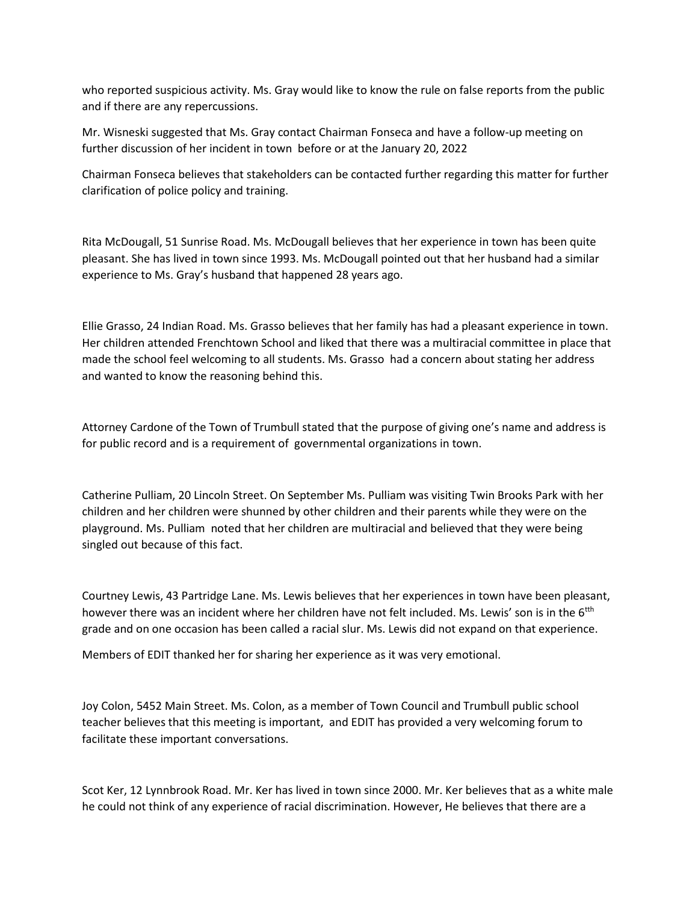who reported suspicious activity. Ms. Gray would like to know the rule on false reports from the public and if there are any repercussions.

Mr. Wisneski suggested that Ms. Gray contact Chairman Fonseca and have a follow-up meeting on further discussion of her incident in town before or at the January 20, 2022

Chairman Fonseca believes that stakeholders can be contacted further regarding this matter for further clarification of police policy and training.

Rita McDougall, 51 Sunrise Road. Ms. McDougall believes that her experience in town has been quite pleasant. She has lived in town since 1993. Ms. McDougall pointed out that her husband had a similar experience to Ms. Gray's husband that happened 28 years ago.

Ellie Grasso, 24 Indian Road. Ms. Grasso believes that her family has had a pleasant experience in town. Her children attended Frenchtown School and liked that there was a multiracial committee in place that made the school feel welcoming to all students. Ms. Grasso had a concern about stating her address and wanted to know the reasoning behind this.

Attorney Cardone of the Town of Trumbull stated that the purpose of giving one's name and address is for public record and is a requirement of governmental organizations in town.

Catherine Pulliam, 20 Lincoln Street. On September Ms. Pulliam was visiting Twin Brooks Park with her children and her children were shunned by other children and their parents while they were on the playground. Ms. Pulliam noted that her children are multiracial and believed that they were being singled out because of this fact.

Courtney Lewis, 43 Partridge Lane. Ms. Lewis believes that her experiences in town have been pleasant, however there was an incident where her children have not felt included. Ms. Lewis' son is in the 6tth grade and on one occasion has been called a racial slur. Ms. Lewis did not expand on that experience.

Members of EDIT thanked her for sharing her experience as it was very emotional.

Joy Colon, 5452 Main Street. Ms. Colon, as a member of Town Council and Trumbull public school teacher believes that this meeting is important, and EDIT has provided a very welcoming forum to facilitate these important conversations.

Scot Ker, 12 Lynnbrook Road. Mr. Ker has lived in town since 2000. Mr. Ker believes that as a white male he could not think of any experience of racial discrimination. However, He believes that there are a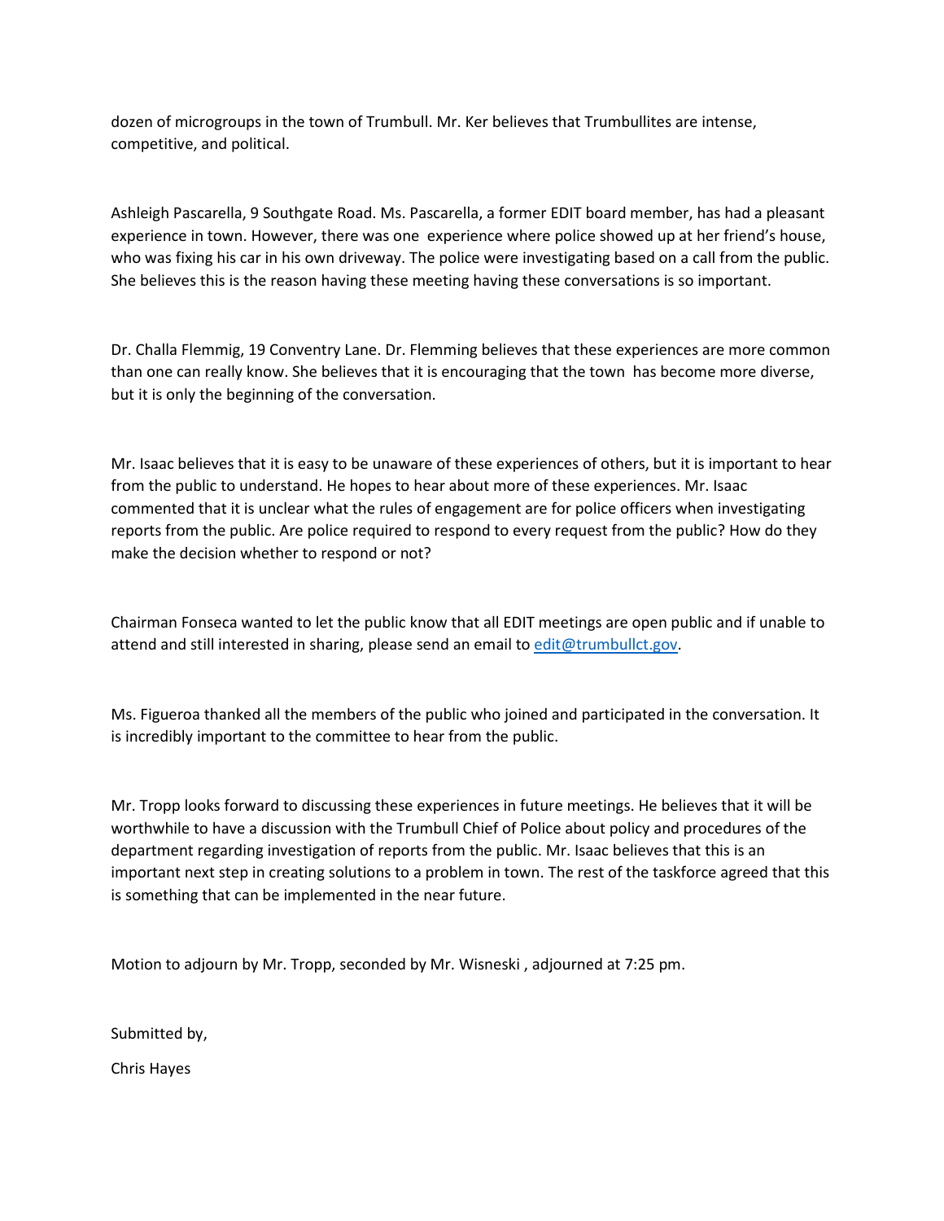dozen of microgroups in the town of Trumbull. Mr. Ker believes that Trumbullites are intense, competitive, and political.

Ashleigh Pascarella, 9 Southgate Road. Ms. Pascarella, a former EDIT board member, has had a pleasant experience in town. However, there was one experience where police showed up at her friend's house, who was fixing his car in his own driveway. The police were investigating based on a call from the public. She believes this is the reason having these meeting having these conversations is so important.

Dr. Challa Flemmig, 19 Conventry Lane. Dr. Flemming believes that these experiences are more common than one can really know. She believes that it is encouraging that the town has become more diverse, but it is only the beginning of the conversation.

Mr. Isaac believes that it is easy to be unaware of these experiences of others, but it is important to hear from the public to understand. He hopes to hear about more of these experiences. Mr. Isaac commented that it is unclear what the rules of engagement are for police officers when investigating reports from the public. Are police required to respond to every request from the public? How do they make the decision whether to respond or not?

Chairman Fonseca wanted to let the public know that all EDIT meetings are open public and if unable to attend and still interested in sharing, please send an email to edit@trumbullct.gov.

Ms. Figueroa thanked all the members of the public who joined and participated in the conversation. It is incredibly important to the committee to hear from the public.

Mr. Tropp looks forward to discussing these experiences in future meetings. He believes that it will be worthwhile to have a discussion with the Trumbull Chief of Police about policy and procedures of the department regarding investigation of reports from the public. Mr. Isaac believes that this is an important next step in creating solutions to a problem in town. The rest of the taskforce agreed that this is something that can be implemented in the near future.

Motion to adjourn by Mr. Tropp, seconded by Mr. Wisneski , adjourned at 7:25 pm.

Submitted by,

Chris Hayes